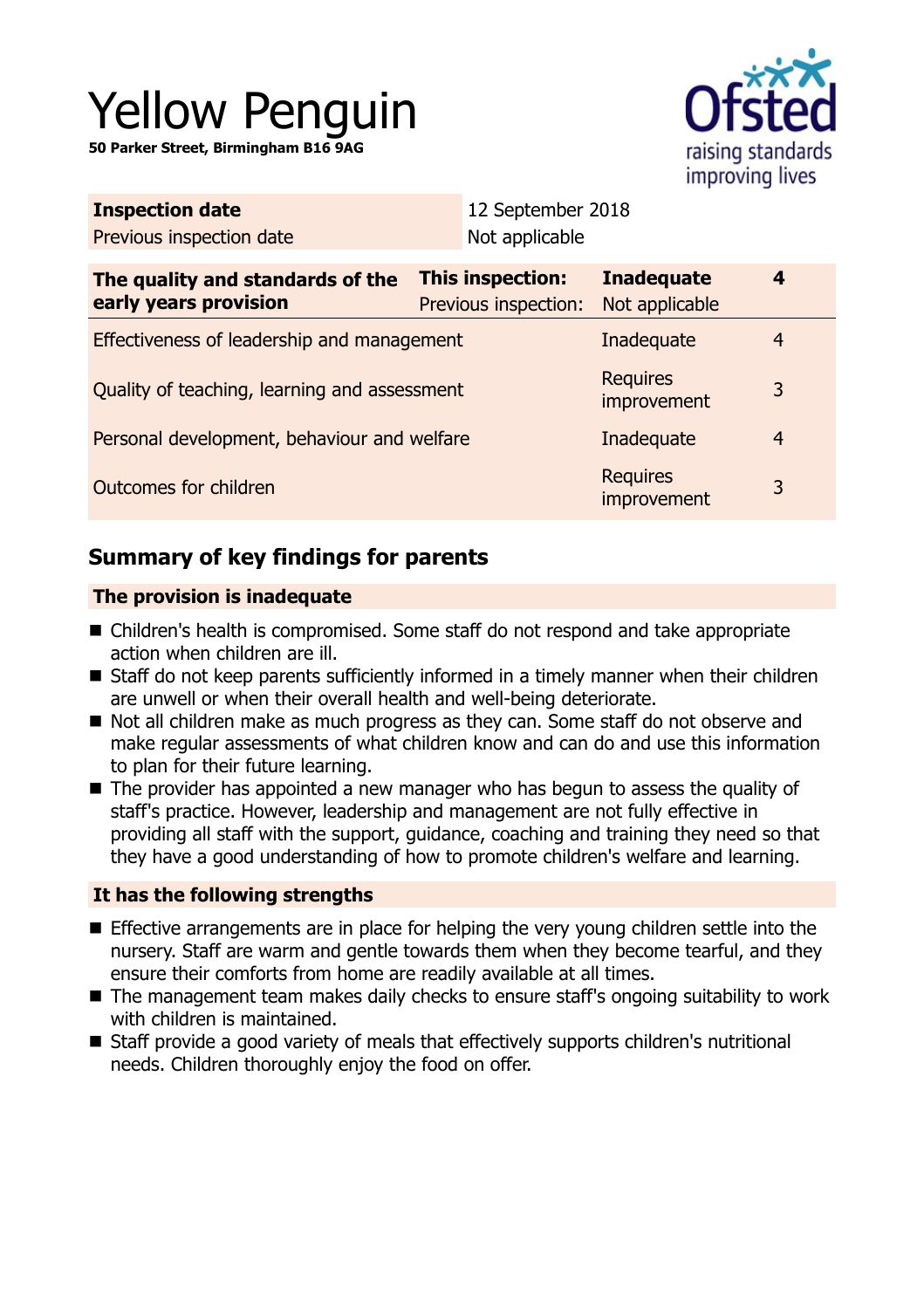# Yellow Penguin

**50 Parker Street, Birmingham B16 9AG**

| **Inspection date** | 12 September 2018 |
|---|---|
| Previous inspection date | Not applicable |

| **The quality and standards of the early years provision** | **This inspection:** Previous inspection: | **Inadequate** Not applicable | **4** |
|---|---|---|---|
| Effectiveness of leadership and management | | Inadequate | 4 |
| Quality of teaching, learning and assessment | | Requires improvement | 3 |
| Personal development, behaviour and welfare | | Inadequate | 4 |
| Outcomes for children | | Requires improvement | 3 |

## Summary of key findings for parents

### The provision is inadequate

- Children's health is compromised. Some staff do not respond and take appropriate action when children are ill.
- Staff do not keep parents sufficiently informed in a timely manner when their children are unwell or when their overall health and well-being deteriorate.
- Not all children make as much progress as they can. Some staff do not observe and make regular assessments of what children know and can do and use this information to plan for their future learning.
- The provider has appointed a new manager who has begun to assess the quality of staff's practice. However, leadership and management are not fully effective in providing all staff with the support, guidance, coaching and training they need so that they have a good understanding of how to promote children's welfare and learning.

### It has the following strengths

- Effective arrangements are in place for helping the very young children settle into the nursery. Staff are warm and gentle towards them when they become tearful, and they ensure their comforts from home are readily available at all times.
- The management team makes daily checks to ensure staff's ongoing suitability to work with children is maintained.
- Staff provide a good variety of meals that effectively supports children's nutritional needs. Children thoroughly enjoy the food on offer.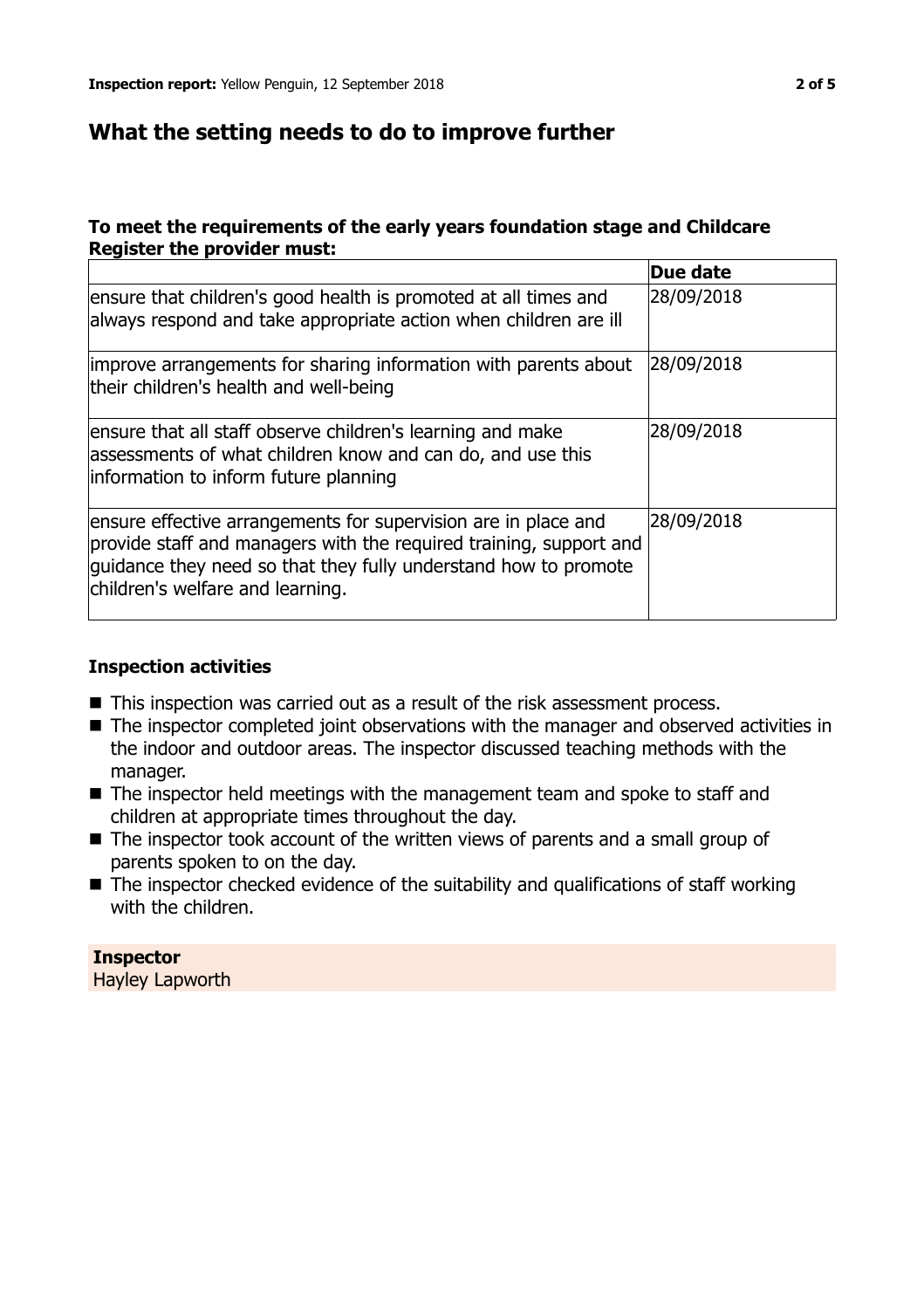## What the setting needs to do to improve further

### To meet the requirements of the early years foundation stage and Childcare Register the provider must:

| | Due date |
|---|---|
| ensure that children's good health is promoted at all times and always respond and take appropriate action when children are ill | 28/09/2018 |
| improve arrangements for sharing information with parents about their children's health and well-being | 28/09/2018 |
| ensure that all staff observe children's learning and make assessments of what children know and can do, and use this information to inform future planning | 28/09/2018 |
| ensure effective arrangements for supervision are in place and provide staff and managers with the required training, support and guidance they need so that they fully understand how to promote children's welfare and learning. | 28/09/2018 |

### Inspection activities

- This inspection was carried out as a result of the risk assessment process.
- The inspector completed joint observations with the manager and observed activities in the indoor and outdoor areas. The inspector discussed teaching methods with the manager.
- The inspector held meetings with the management team and spoke to staff and children at appropriate times throughout the day.
- The inspector took account of the written views of parents and a small group of parents spoken to on the day.
- The inspector checked evidence of the suitability and qualifications of staff working with the children.

**Inspector**
Hayley Lapworth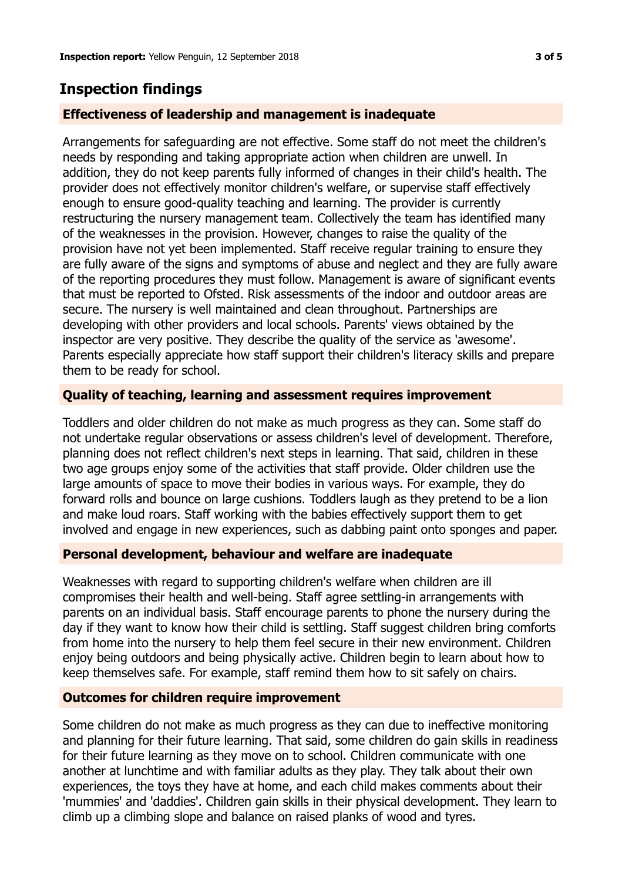## Inspection findings

### Effectiveness of leadership and management is inadequate

Arrangements for safeguarding are not effective. Some staff do not meet the children's needs by responding and taking appropriate action when children are unwell. In addition, they do not keep parents fully informed of changes in their child's health. The provider does not effectively monitor children's welfare, or supervise staff effectively enough to ensure good-quality teaching and learning. The provider is currently restructuring the nursery management team. Collectively the team has identified many of the weaknesses in the provision. However, changes to raise the quality of the provision have not yet been implemented. Staff receive regular training to ensure they are fully aware of the signs and symptoms of abuse and neglect and they are fully aware of the reporting procedures they must follow. Management is aware of significant events that must be reported to Ofsted. Risk assessments of the indoor and outdoor areas are secure. The nursery is well maintained and clean throughout. Partnerships are developing with other providers and local schools. Parents' views obtained by the inspector are very positive. They describe the quality of the service as 'awesome'. Parents especially appreciate how staff support their children's literacy skills and prepare them to be ready for school.

### Quality of teaching, learning and assessment requires improvement

Toddlers and older children do not make as much progress as they can. Some staff do not undertake regular observations or assess children's level of development. Therefore, planning does not reflect children's next steps in learning. That said, children in these two age groups enjoy some of the activities that staff provide. Older children use the large amounts of space to move their bodies in various ways. For example, they do forward rolls and bounce on large cushions. Toddlers laugh as they pretend to be a lion and make loud roars. Staff working with the babies effectively support them to get involved and engage in new experiences, such as dabbing paint onto sponges and paper.

### Personal development, behaviour and welfare are inadequate

Weaknesses with regard to supporting children's welfare when children are ill compromises their health and well-being. Staff agree settling-in arrangements with parents on an individual basis. Staff encourage parents to phone the nursery during the day if they want to know how their child is settling. Staff suggest children bring comforts from home into the nursery to help them feel secure in their new environment. Children enjoy being outdoors and being physically active. Children begin to learn about how to keep themselves safe. For example, staff remind them how to sit safely on chairs.

### Outcomes for children require improvement

Some children do not make as much progress as they can due to ineffective monitoring and planning for their future learning. That said, some children do gain skills in readiness for their future learning as they move on to school. Children communicate with one another at lunchtime and with familiar adults as they play. They talk about their own experiences, the toys they have at home, and each child makes comments about their 'mummies' and 'daddies'. Children gain skills in their physical development. They learn to climb up a climbing slope and balance on raised planks of wood and tyres.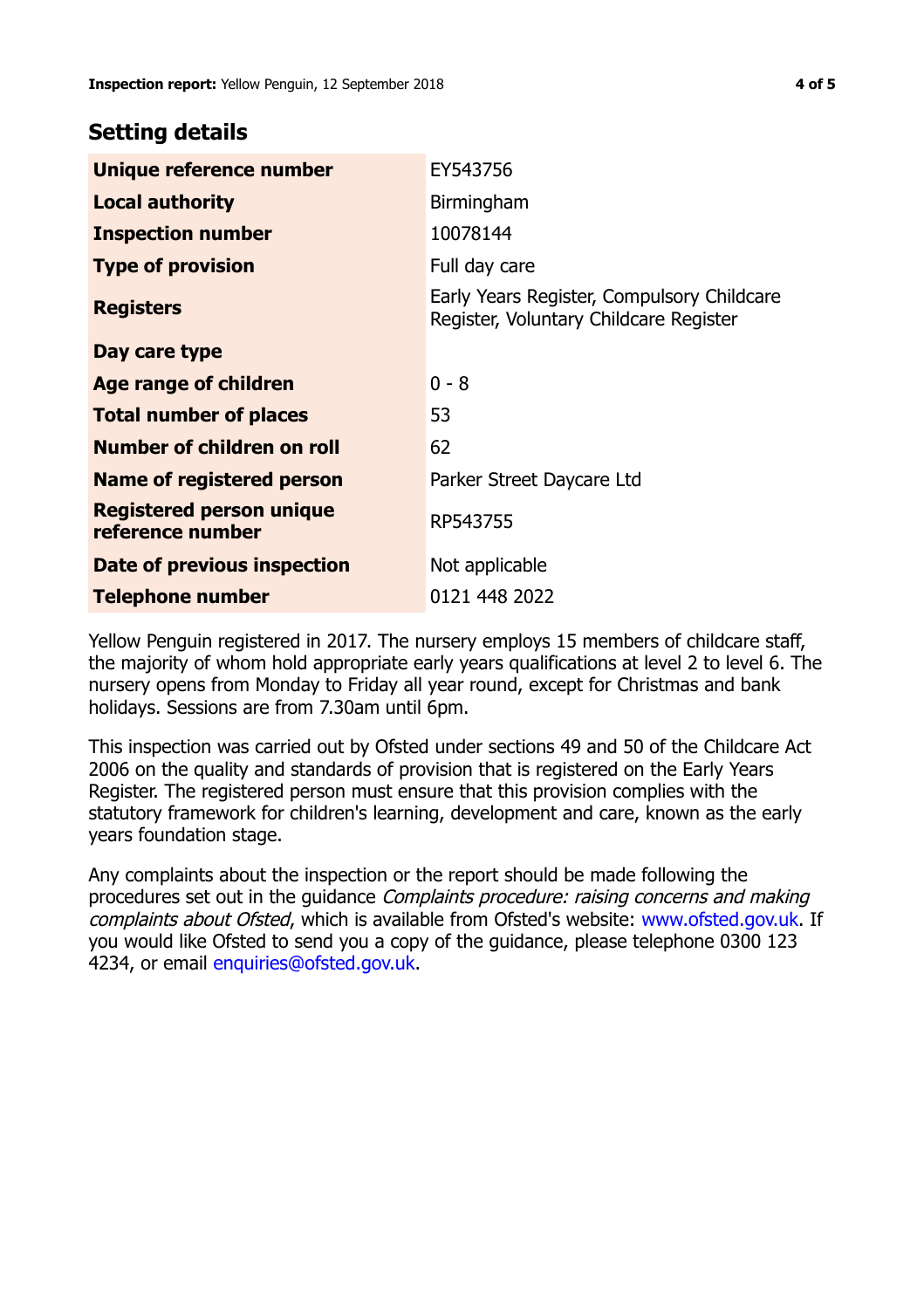## Setting details

| | |
|---|---|
| **Unique reference number** | EY543756 |
| **Local authority** | Birmingham |
| **Inspection number** | 10078144 |
| **Type of provision** | Full day care |
| **Registers** | Early Years Register, Compulsory Childcare Register, Voluntary Childcare Register |
| **Day care type** | |
| **Age range of children** | 0 - 8 |
| **Total number of places** | 53 |
| **Number of children on roll** | 62 |
| **Name of registered person** | Parker Street Daycare Ltd |
| **Registered person unique reference number** | RP543755 |
| **Date of previous inspection** | Not applicable |
| **Telephone number** | 0121 448 2022 |

Yellow Penguin registered in 2017. The nursery employs 15 members of childcare staff, the majority of whom hold appropriate early years qualifications at level 2 to level 6. The nursery opens from Monday to Friday all year round, except for Christmas and bank holidays. Sessions are from 7.30am until 6pm.

This inspection was carried out by Ofsted under sections 49 and 50 of the Childcare Act 2006 on the quality and standards of provision that is registered on the Early Years Register. The registered person must ensure that this provision complies with the statutory framework for children's learning, development and care, known as the early years foundation stage.

Any complaints about the inspection or the report should be made following the procedures set out in the guidance *Complaints procedure: raising concerns and making complaints about Ofsted*, which is available from Ofsted's website: www.ofsted.gov.uk. If you would like Ofsted to send you a copy of the guidance, please telephone 0300 123 4234, or email enquiries@ofsted.gov.uk.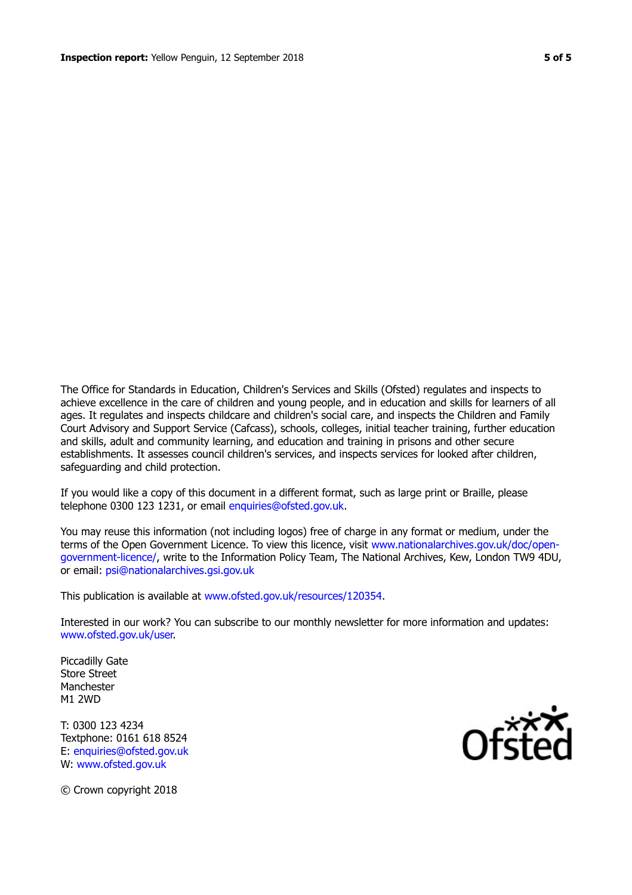The Office for Standards in Education, Children's Services and Skills (Ofsted) regulates and inspects to achieve excellence in the care of children and young people, and in education and skills for learners of all ages. It regulates and inspects childcare and children's social care, and inspects the Children and Family Court Advisory and Support Service (Cafcass), schools, colleges, initial teacher training, further education and skills, adult and community learning, and education and training in prisons and other secure establishments. It assesses council children's services, and inspects services for looked after children, safeguarding and child protection.

If you would like a copy of this document in a different format, such as large print or Braille, please telephone 0300 123 1231, or email enquiries@ofsted.gov.uk.

You may reuse this information (not including logos) free of charge in any format or medium, under the terms of the Open Government Licence. To view this licence, visit www.nationalarchives.gov.uk/doc/open-government-licence/, write to the Information Policy Team, The National Archives, Kew, London TW9 4DU, or email: psi@nationalarchives.gsi.gov.uk

This publication is available at www.ofsted.gov.uk/resources/120354.

Interested in our work? You can subscribe to our monthly newsletter for more information and updates: www.ofsted.gov.uk/user.

Piccadilly Gate
Store Street
Manchester
M1 2WD

T: 0300 123 4234
Textphone: 0161 618 8524
E: enquiries@ofsted.gov.uk
W: www.ofsted.gov.uk

© Crown copyright 2018